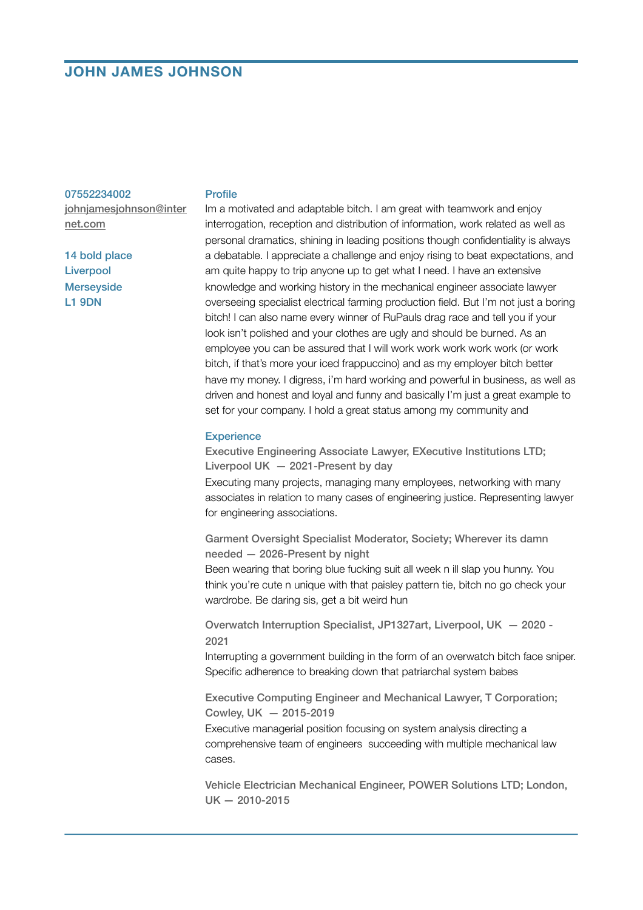# JOHN JAMES JOHNSON

07552234002
johnjamesjohnson@internet.com

14 bold place
Liverpool
Merseyside
L1 9DN

## Profile

Im a motivated and adaptable bitch. I am great with teamwork and enjoy interrogation, reception and distribution of information, work related as well as personal dramatics, shining in leading positions though confidentiality is always a debatable. I appreciate a challenge and enjoy rising to beat expectations, and am quite happy to trip anyone up to get what I need. I have an extensive knowledge and working history in the mechanical engineer associate lawyer overseeing specialist electrical farming production field. But I'm not just a boring bitch! I can also name every winner of RuPauls drag race and tell you if your look isn't polished and your clothes are ugly and should be burned. As an employee you can be assured that I will work work work work work (or work bitch, if that's more your iced frappuccino) and as my employer bitch better have my money. I digress, i'm hard working and powerful in business, as well as driven and honest and loyal and funny and basically I'm just a great example to set for your company. I hold a great status among my community and

## Experience

**Executive Engineering Associate Lawyer, EXecutive Institutions LTD; Liverpool UK — 2021-Present by day**

Executing many projects, managing many employees, networking with many associates in relation to many cases of engineering justice. Representing lawyer for engineering associations.

**Garment Oversight Specialist Moderator, Society; Wherever its damn needed — 2026-Present by night**

Been wearing that boring blue fucking suit all week n ill slap you hunny. You think you're cute n unique with that paisley pattern tie, bitch no go check your wardrobe. Be daring sis, get a bit weird hun

**Overwatch Interruption Specialist, JP1327art, Liverpool, UK — 2020 - 2021**

Interrupting a government building in the form of an overwatch bitch face sniper. Specific adherence to breaking down that patriarchal system babes

**Executive Computing Engineer and Mechanical Lawyer, T Corporation; Cowley, UK — 2015-2019**

Executive managerial position focusing on system analysis directing a comprehensive team of engineers succeeding with multiple mechanical law cases.

**Vehicle Electrician Mechanical Engineer, POWER Solutions LTD; London, UK — 2010-2015**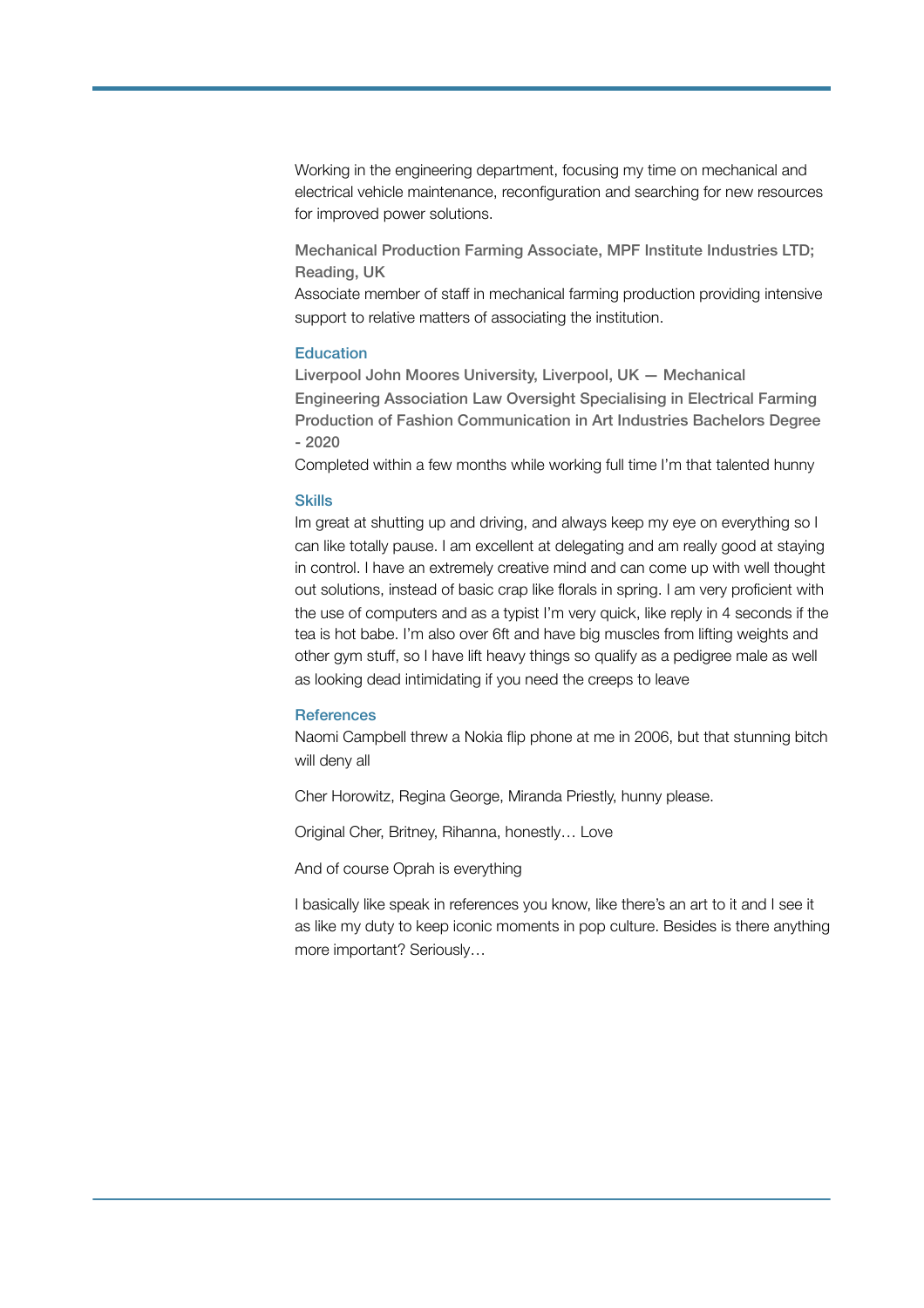Working in the engineering department, focusing my time on mechanical and electrical vehicle maintenance, reconfiguration and searching for new resources for improved power solutions.

**Mechanical Production Farming Associate, MPF Institute Industries LTD; Reading, UK**
Associate member of staff in mechanical farming production providing intensive support to relative matters of associating the institution.

## Education

**Liverpool John Moores University, Liverpool, UK — Mechanical Engineering Association Law Oversight Specialising in Electrical Farming Production of Fashion Communication in Art Industries Bachelors Degree - 2020**
Completed within a few months while working full time I'm that talented hunny

## Skills

Im great at shutting up and driving, and always keep my eye on everything so I can like totally pause. I am excellent at delegating and am really good at staying in control. I have an extremely creative mind and can come up with well thought out solutions, instead of basic crap like florals in spring. I am very proficient with the use of computers and as a typist I'm very quick, like reply in 4 seconds if the tea is hot babe. I'm also over 6ft and have big muscles from lifting weights and other gym stuff, so I have lift heavy things so qualify as a pedigree male as well as looking dead intimidating if you need the creeps to leave

## References

Naomi Campbell threw a Nokia flip phone at me in 2006, but that stunning bitch will deny all

Cher Horowitz, Regina George, Miranda Priestly, hunny please.

Original Cher, Britney, Rihanna, honestly… Love

And of course Oprah is everything

I basically like speak in references you know, like there's an art to it and I see it as like my duty to keep iconic moments in pop culture. Besides is there anything more important? Seriously…